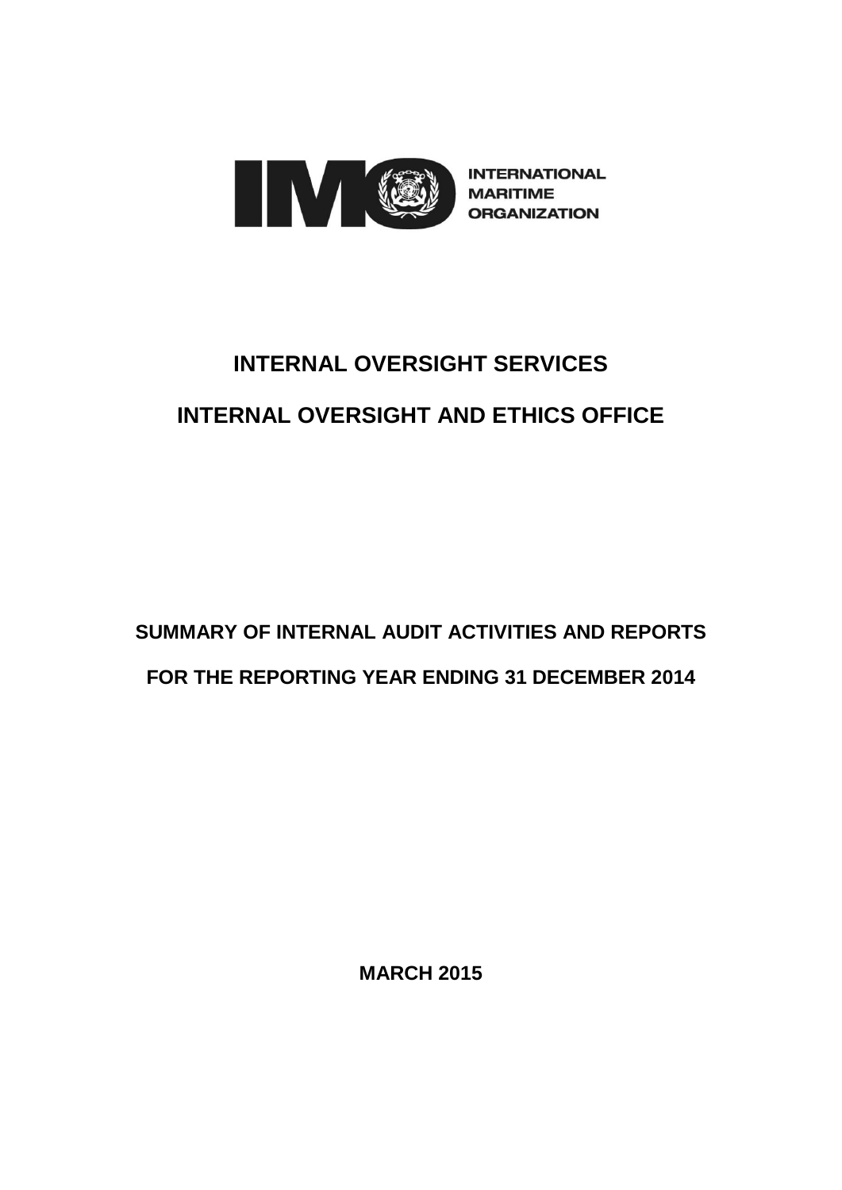INTERNATIONAL MARITIME ORGANIZATION

# INTERNAL OVERSIGHT SERVICES

# INTERNAL OVERSIGHT AND ETHICS OFFICE

## SUMMARY OF INTERNAL AUDIT ACTIVITIES AND REPORTS FOR THE REPORTING YEAR ENDING 31 DECEMBER 2014

**MARCH 2015**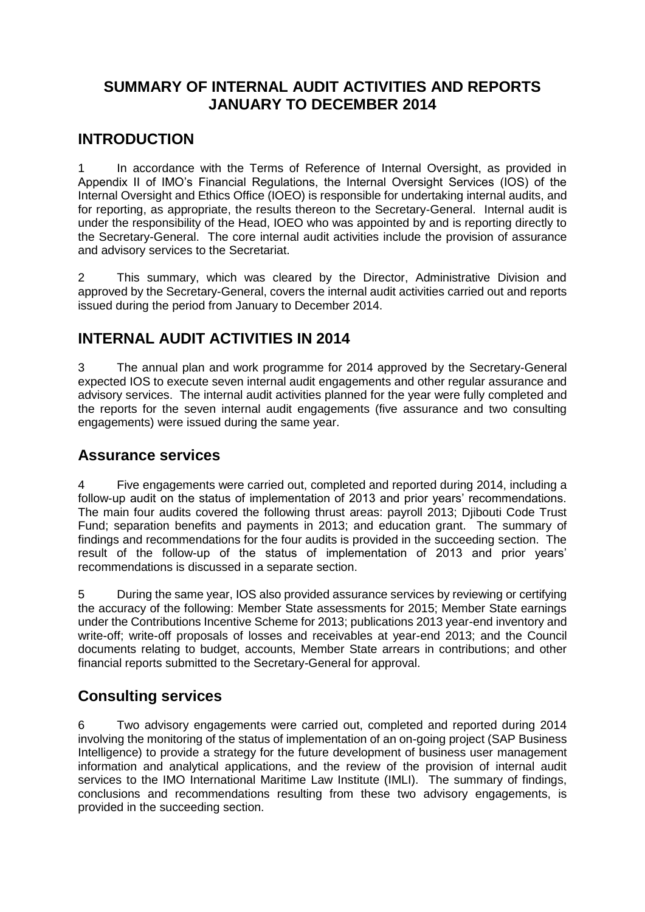# SUMMARY OF INTERNAL AUDIT ACTIVITIES AND REPORTS JANUARY TO DECEMBER 2014

## INTRODUCTION

1 In accordance with the Terms of Reference of Internal Oversight, as provided in Appendix II of IMO's Financial Regulations, the Internal Oversight Services (IOS) of the Internal Oversight and Ethics Office (IOEO) is responsible for undertaking internal audits, and for reporting, as appropriate, the results thereon to the Secretary-General. Internal audit is under the responsibility of the Head, IOEO who was appointed by and is reporting directly to the Secretary-General. The core internal audit activities include the provision of assurance and advisory services to the Secretariat.

2 This summary, which was cleared by the Director, Administrative Division and approved by the Secretary-General, covers the internal audit activities carried out and reports issued during the period from January to December 2014.

## INTERNAL AUDIT ACTIVITIES IN 2014

3 The annual plan and work programme for 2014 approved by the Secretary-General expected IOS to execute seven internal audit engagements and other regular assurance and advisory services. The internal audit activities planned for the year were fully completed and the reports for the seven internal audit engagements (five assurance and two consulting engagements) were issued during the same year.

## Assurance services

4 Five engagements were carried out, completed and reported during 2014, including a follow-up audit on the status of implementation of 2013 and prior years' recommendations. The main four audits covered the following thrust areas: payroll 2013; Djibouti Code Trust Fund; separation benefits and payments in 2013; and education grant. The summary of findings and recommendations for the four audits is provided in the succeeding section. The result of the follow-up of the status of implementation of 2013 and prior years' recommendations is discussed in a separate section.

5 During the same year, IOS also provided assurance services by reviewing or certifying the accuracy of the following: Member State assessments for 2015; Member State earnings under the Contributions Incentive Scheme for 2013; publications 2013 year-end inventory and write-off; write-off proposals of losses and receivables at year-end 2013; and the Council documents relating to budget, accounts, Member State arrears in contributions; and other financial reports submitted to the Secretary-General for approval.

## Consulting services

6 Two advisory engagements were carried out, completed and reported during 2014 involving the monitoring of the status of implementation of an on-going project (SAP Business Intelligence) to provide a strategy for the future development of business user management information and analytical applications, and the review of the provision of internal audit services to the IMO International Maritime Law Institute (IMLI). The summary of findings, conclusions and recommendations resulting from these two advisory engagements, is provided in the succeeding section.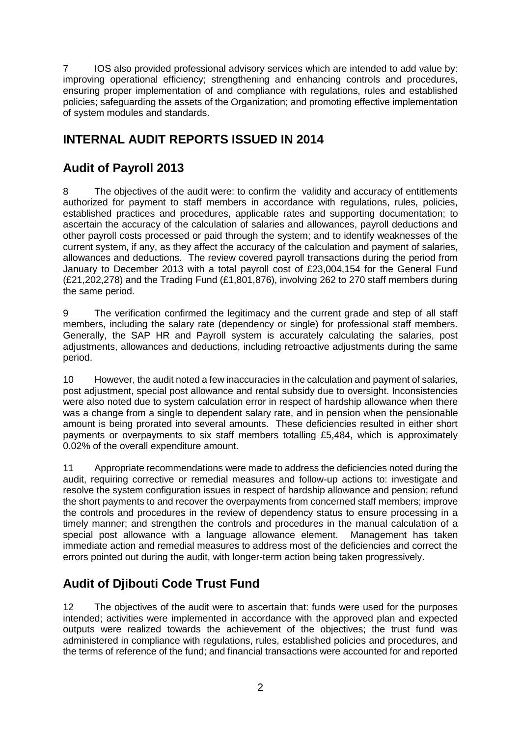7 IOS also provided professional advisory services which are intended to add value by: improving operational efficiency; strengthening and enhancing controls and procedures, ensuring proper implementation of and compliance with regulations, rules and established policies; safeguarding the assets of the Organization; and promoting effective implementation of system modules and standards.

## INTERNAL AUDIT REPORTS ISSUED IN 2014

## Audit of Payroll 2013

8 The objectives of the audit were: to confirm the validity and accuracy of entitlements authorized for payment to staff members in accordance with regulations, rules, policies, established practices and procedures, applicable rates and supporting documentation; to ascertain the accuracy of the calculation of salaries and allowances, payroll deductions and other payroll costs processed or paid through the system; and to identify weaknesses of the current system, if any, as they affect the accuracy of the calculation and payment of salaries, allowances and deductions. The review covered payroll transactions during the period from January to December 2013 with a total payroll cost of £23,004,154 for the General Fund (£21,202,278) and the Trading Fund (£1,801,876), involving 262 to 270 staff members during the same period.

9 The verification confirmed the legitimacy and the current grade and step of all staff members, including the salary rate (dependency or single) for professional staff members. Generally, the SAP HR and Payroll system is accurately calculating the salaries, post adjustments, allowances and deductions, including retroactive adjustments during the same period.

10 However, the audit noted a few inaccuracies in the calculation and payment of salaries, post adjustment, special post allowance and rental subsidy due to oversight. Inconsistencies were also noted due to system calculation error in respect of hardship allowance when there was a change from a single to dependent salary rate, and in pension when the pensionable amount is being prorated into several amounts. These deficiencies resulted in either short payments or overpayments to six staff members totalling £5,484, which is approximately 0.02% of the overall expenditure amount.

11 Appropriate recommendations were made to address the deficiencies noted during the audit, requiring corrective or remedial measures and follow-up actions to: investigate and resolve the system configuration issues in respect of hardship allowance and pension; refund the short payments to and recover the overpayments from concerned staff members; improve the controls and procedures in the review of dependency status to ensure processing in a timely manner; and strengthen the controls and procedures in the manual calculation of a special post allowance with a language allowance element. Management has taken immediate action and remedial measures to address most of the deficiencies and correct the errors pointed out during the audit, with longer-term action being taken progressively.

## Audit of Djibouti Code Trust Fund

12 The objectives of the audit were to ascertain that: funds were used for the purposes intended; activities were implemented in accordance with the approved plan and expected outputs were realized towards the achievement of the objectives; the trust fund was administered in compliance with regulations, rules, established policies and procedures, and the terms of reference of the fund; and financial transactions were accounted for and reported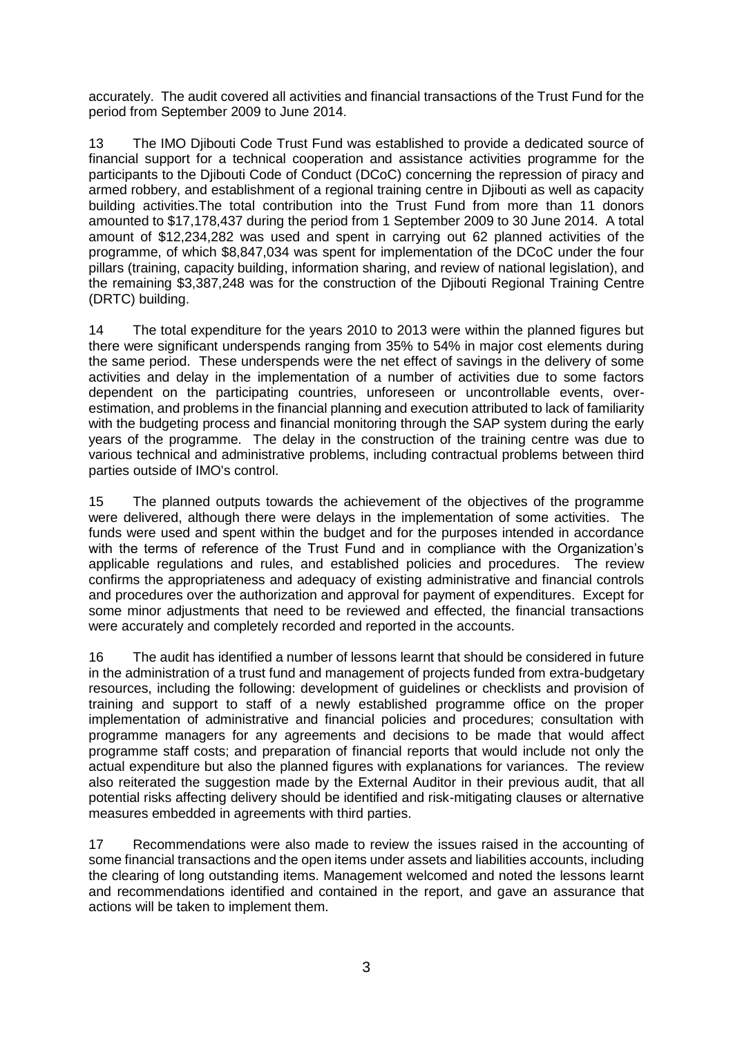accurately. The audit covered all activities and financial transactions of the Trust Fund for the period from September 2009 to June 2014.

13 The IMO Djibouti Code Trust Fund was established to provide a dedicated source of financial support for a technical cooperation and assistance activities programme for the participants to the Djibouti Code of Conduct (DCoC) concerning the repression of piracy and armed robbery, and establishment of a regional training centre in Djibouti as well as capacity building activities.The total contribution into the Trust Fund from more than 11 donors amounted to $17,178,437 during the period from 1 September 2009 to 30 June 2014. A total amount of $12,234,282 was used and spent in carrying out 62 planned activities of the programme, of which $8,847,034 was spent for implementation of the DCoC under the four pillars (training, capacity building, information sharing, and review of national legislation), and the remaining $3,387,248 was for the construction of the Djibouti Regional Training Centre (DRTC) building.

14 The total expenditure for the years 2010 to 2013 were within the planned figures but there were significant underspends ranging from 35% to 54% in major cost elements during the same period. These underspends were the net effect of savings in the delivery of some activities and delay in the implementation of a number of activities due to some factors dependent on the participating countries, unforeseen or uncontrollable events, over-estimation, and problems in the financial planning and execution attributed to lack of familiarity with the budgeting process and financial monitoring through the SAP system during the early years of the programme. The delay in the construction of the training centre was due to various technical and administrative problems, including contractual problems between third parties outside of IMO's control.

15 The planned outputs towards the achievement of the objectives of the programme were delivered, although there were delays in the implementation of some activities. The funds were used and spent within the budget and for the purposes intended in accordance with the terms of reference of the Trust Fund and in compliance with the Organization's applicable regulations and rules, and established policies and procedures. The review confirms the appropriateness and adequacy of existing administrative and financial controls and procedures over the authorization and approval for payment of expenditures. Except for some minor adjustments that need to be reviewed and effected, the financial transactions were accurately and completely recorded and reported in the accounts.

16 The audit has identified a number of lessons learnt that should be considered in future in the administration of a trust fund and management of projects funded from extra-budgetary resources, including the following: development of guidelines or checklists and provision of training and support to staff of a newly established programme office on the proper implementation of administrative and financial policies and procedures; consultation with programme managers for any agreements and decisions to be made that would affect programme staff costs; and preparation of financial reports that would include not only the actual expenditure but also the planned figures with explanations for variances. The review also reiterated the suggestion made by the External Auditor in their previous audit, that all potential risks affecting delivery should be identified and risk-mitigating clauses or alternative measures embedded in agreements with third parties.

17 Recommendations were also made to review the issues raised in the accounting of some financial transactions and the open items under assets and liabilities accounts, including the clearing of long outstanding items. Management welcomed and noted the lessons learnt and recommendations identified and contained in the report, and gave an assurance that actions will be taken to implement them.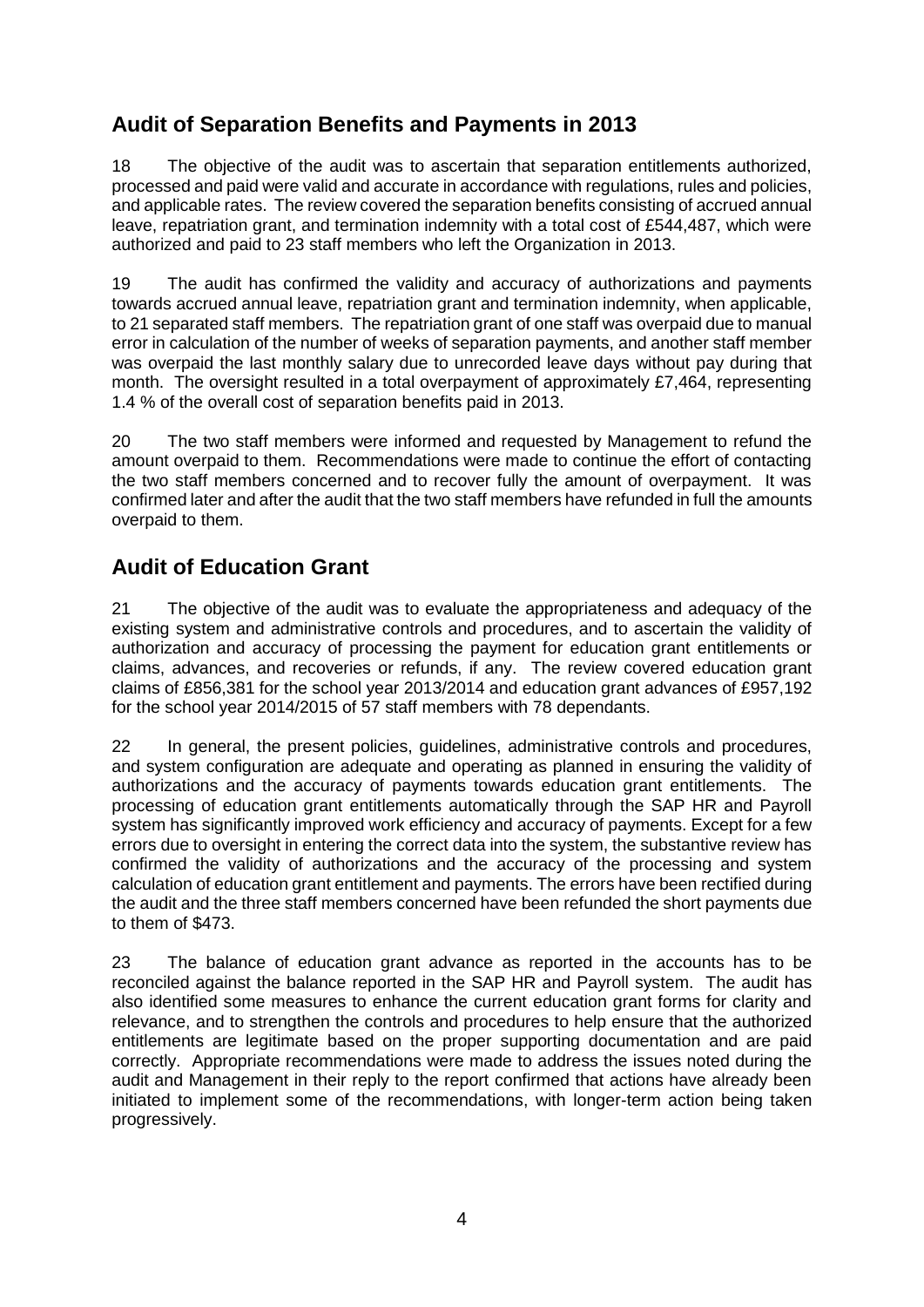## Audit of Separation Benefits and Payments in 2013

18 The objective of the audit was to ascertain that separation entitlements authorized, processed and paid were valid and accurate in accordance with regulations, rules and policies, and applicable rates. The review covered the separation benefits consisting of accrued annual leave, repatriation grant, and termination indemnity with a total cost of £544,487, which were authorized and paid to 23 staff members who left the Organization in 2013.

19 The audit has confirmed the validity and accuracy of authorizations and payments towards accrued annual leave, repatriation grant and termination indemnity, when applicable, to 21 separated staff members. The repatriation grant of one staff was overpaid due to manual error in calculation of the number of weeks of separation payments, and another staff member was overpaid the last monthly salary due to unrecorded leave days without pay during that month. The oversight resulted in a total overpayment of approximately £7,464, representing 1.4 % of the overall cost of separation benefits paid in 2013.

20 The two staff members were informed and requested by Management to refund the amount overpaid to them. Recommendations were made to continue the effort of contacting the two staff members concerned and to recover fully the amount of overpayment. It was confirmed later and after the audit that the two staff members have refunded in full the amounts overpaid to them.

## Audit of Education Grant

21 The objective of the audit was to evaluate the appropriateness and adequacy of the existing system and administrative controls and procedures, and to ascertain the validity of authorization and accuracy of processing the payment for education grant entitlements or claims, advances, and recoveries or refunds, if any. The review covered education grant claims of £856,381 for the school year 2013/2014 and education grant advances of £957,192 for the school year 2014/2015 of 57 staff members with 78 dependants.

22 In general, the present policies, guidelines, administrative controls and procedures, and system configuration are adequate and operating as planned in ensuring the validity of authorizations and the accuracy of payments towards education grant entitlements. The processing of education grant entitlements automatically through the SAP HR and Payroll system has significantly improved work efficiency and accuracy of payments. Except for a few errors due to oversight in entering the correct data into the system, the substantive review has confirmed the validity of authorizations and the accuracy of the processing and system calculation of education grant entitlement and payments. The errors have been rectified during the audit and the three staff members concerned have been refunded the short payments due to them of $473.

23 The balance of education grant advance as reported in the accounts has to be reconciled against the balance reported in the SAP HR and Payroll system. The audit has also identified some measures to enhance the current education grant forms for clarity and relevance, and to strengthen the controls and procedures to help ensure that the authorized entitlements are legitimate based on the proper supporting documentation and are paid correctly. Appropriate recommendations were made to address the issues noted during the audit and Management in their reply to the report confirmed that actions have already been initiated to implement some of the recommendations, with longer-term action being taken progressively.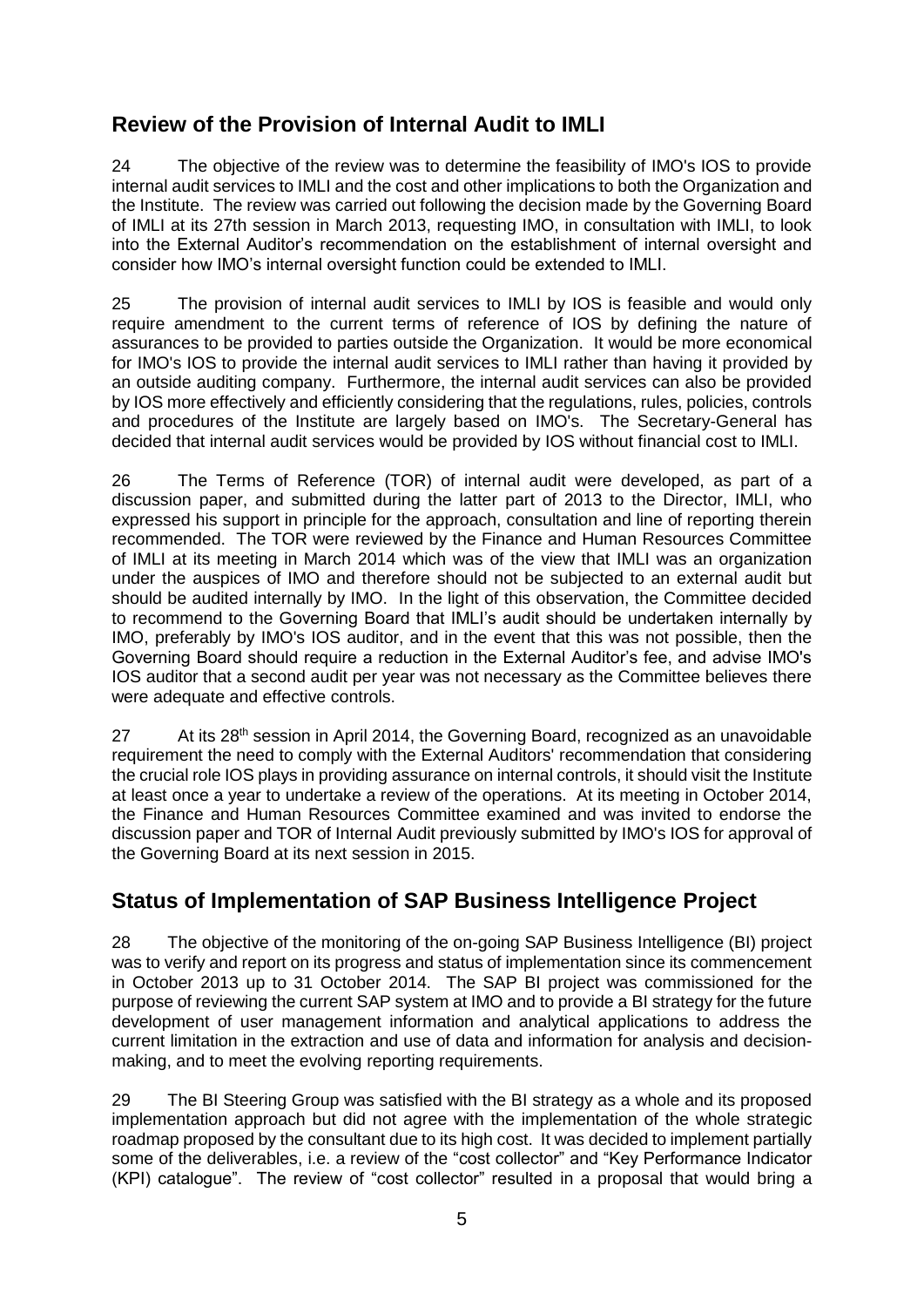## Review of the Provision of Internal Audit to IMLI

24 The objective of the review was to determine the feasibility of IMO's IOS to provide internal audit services to IMLI and the cost and other implications to both the Organization and the Institute. The review was carried out following the decision made by the Governing Board of IMLI at its 27th session in March 2013, requesting IMO, in consultation with IMLI, to look into the External Auditor's recommendation on the establishment of internal oversight and consider how IMO's internal oversight function could be extended to IMLI.

25 The provision of internal audit services to IMLI by IOS is feasible and would only require amendment to the current terms of reference of IOS by defining the nature of assurances to be provided to parties outside the Organization. It would be more economical for IMO's IOS to provide the internal audit services to IMLI rather than having it provided by an outside auditing company. Furthermore, the internal audit services can also be provided by IOS more effectively and efficiently considering that the regulations, rules, policies, controls and procedures of the Institute are largely based on IMO's. The Secretary-General has decided that internal audit services would be provided by IOS without financial cost to IMLI.

26 The Terms of Reference (TOR) of internal audit were developed, as part of a discussion paper, and submitted during the latter part of 2013 to the Director, IMLI, who expressed his support in principle for the approach, consultation and line of reporting therein recommended. The TOR were reviewed by the Finance and Human Resources Committee of IMLI at its meeting in March 2014 which was of the view that IMLI was an organization under the auspices of IMO and therefore should not be subjected to an external audit but should be audited internally by IMO. In the light of this observation, the Committee decided to recommend to the Governing Board that IMLI's audit should be undertaken internally by IMO, preferably by IMO's IOS auditor, and in the event that this was not possible, then the Governing Board should require a reduction in the External Auditor's fee, and advise IMO's IOS auditor that a second audit per year was not necessary as the Committee believes there were adequate and effective controls.

27 At its 28th session in April 2014, the Governing Board, recognized as an unavoidable requirement the need to comply with the External Auditors' recommendation that considering the crucial role IOS plays in providing assurance on internal controls, it should visit the Institute at least once a year to undertake a review of the operations. At its meeting in October 2014, the Finance and Human Resources Committee examined and was invited to endorse the discussion paper and TOR of Internal Audit previously submitted by IMO's IOS for approval of the Governing Board at its next session in 2015.

## Status of Implementation of SAP Business Intelligence Project

28 The objective of the monitoring of the on-going SAP Business Intelligence (BI) project was to verify and report on its progress and status of implementation since its commencement in October 2013 up to 31 October 2014. The SAP BI project was commissioned for the purpose of reviewing the current SAP system at IMO and to provide a BI strategy for the future development of user management information and analytical applications to address the current limitation in the extraction and use of data and information for analysis and decision-making, and to meet the evolving reporting requirements.

29 The BI Steering Group was satisfied with the BI strategy as a whole and its proposed implementation approach but did not agree with the implementation of the whole strategic roadmap proposed by the consultant due to its high cost. It was decided to implement partially some of the deliverables, i.e. a review of the "cost collector" and "Key Performance Indicator (KPI) catalogue". The review of "cost collector" resulted in a proposal that would bring a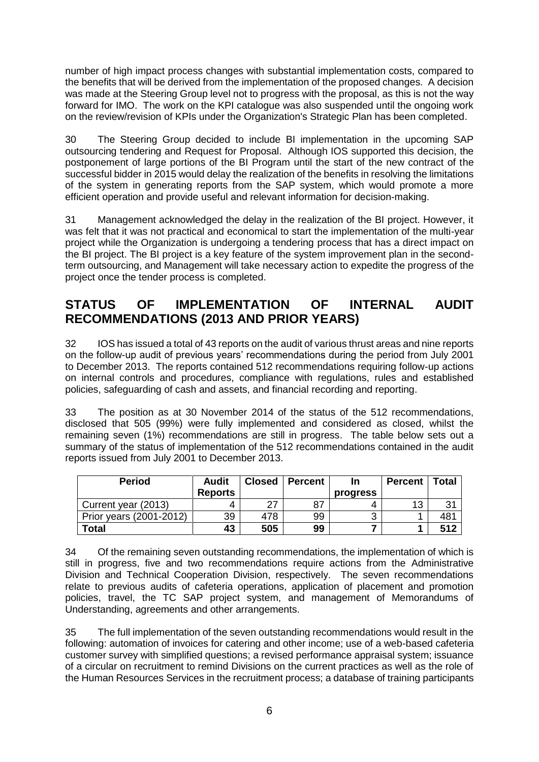number of high impact process changes with substantial implementation costs, compared to the benefits that will be derived from the implementation of the proposed changes. A decision was made at the Steering Group level not to progress with the proposal, as this is not the way forward for IMO. The work on the KPI catalogue was also suspended until the ongoing work on the review/revision of KPIs under the Organization's Strategic Plan has been completed.

30 The Steering Group decided to include BI implementation in the upcoming SAP outsourcing tendering and Request for Proposal. Although IOS supported this decision, the postponement of large portions of the BI Program until the start of the new contract of the successful bidder in 2015 would delay the realization of the benefits in resolving the limitations of the system in generating reports from the SAP system, which would promote a more efficient operation and provide useful and relevant information for decision-making.

31 Management acknowledged the delay in the realization of the BI project. However, it was felt that it was not practical and economical to start the implementation of the multi-year project while the Organization is undergoing a tendering process that has a direct impact on the BI project. The BI project is a key feature of the system improvement plan in the second-term outsourcing, and Management will take necessary action to expedite the progress of the project once the tender process is completed.

## STATUS OF IMPLEMENTATION OF INTERNAL AUDIT RECOMMENDATIONS (2013 AND PRIOR YEARS)

32 IOS has issued a total of 43 reports on the audit of various thrust areas and nine reports on the follow-up audit of previous years' recommendations during the period from July 2001 to December 2013. The reports contained 512 recommendations requiring follow-up actions on internal controls and procedures, compliance with regulations, rules and established policies, safeguarding of cash and assets, and financial recording and reporting.

33 The position as at 30 November 2014 of the status of the 512 recommendations, disclosed that 505 (99%) were fully implemented and considered as closed, whilst the remaining seven (1%) recommendations are still in progress. The table below sets out a summary of the status of implementation of the 512 recommendations contained in the audit reports issued from July 2001 to December 2013.

| Period | Audit Reports | Closed | Percent | In progress | Percent | Total |
|---|---|---|---|---|---|---|
| Current year (2013) | 4 | 27 | 87 | 4 | 13 | 31 |
| Prior years (2001-2012) | 39 | 478 | 99 | 3 | 1 | 481 |
| **Total** | **43** | **505** | **99** | **7** | **1** | **512** |

34 Of the remaining seven outstanding recommendations, the implementation of which is still in progress, five and two recommendations require actions from the Administrative Division and Technical Cooperation Division, respectively. The seven recommendations relate to previous audits of cafeteria operations, application of placement and promotion policies, travel, the TC SAP project system, and management of Memorandums of Understanding, agreements and other arrangements.

35 The full implementation of the seven outstanding recommendations would result in the following: automation of invoices for catering and other income; use of a web-based cafeteria customer survey with simplified questions; a revised performance appraisal system; issuance of a circular on recruitment to remind Divisions on the current practices as well as the role of the Human Resources Services in the recruitment process; a database of training participants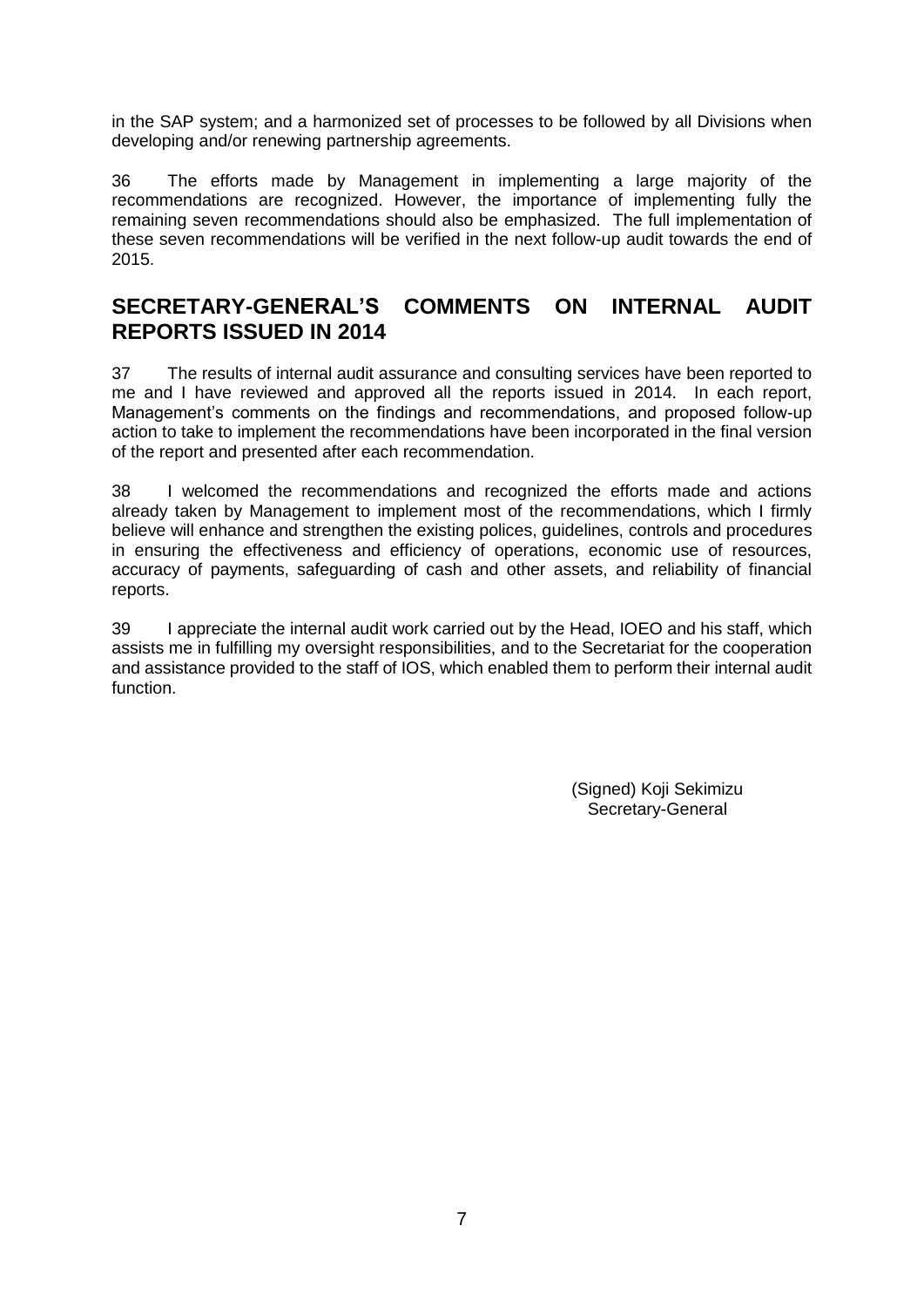in the SAP system; and a harmonized set of processes to be followed by all Divisions when developing and/or renewing partnership agreements.

36 The efforts made by Management in implementing a large majority of the recommendations are recognized. However, the importance of implementing fully the remaining seven recommendations should also be emphasized. The full implementation of these seven recommendations will be verified in the next follow-up audit towards the end of 2015.

## SECRETARY-GENERAL'S COMMENTS ON INTERNAL AUDIT REPORTS ISSUED IN 2014

37 The results of internal audit assurance and consulting services have been reported to me and I have reviewed and approved all the reports issued in 2014. In each report, Management's comments on the findings and recommendations, and proposed follow-up action to take to implement the recommendations have been incorporated in the final version of the report and presented after each recommendation.

38 I welcomed the recommendations and recognized the efforts made and actions already taken by Management to implement most of the recommendations, which I firmly believe will enhance and strengthen the existing polices, guidelines, controls and procedures in ensuring the effectiveness and efficiency of operations, economic use of resources, accuracy of payments, safeguarding of cash and other assets, and reliability of financial reports.

39 I appreciate the internal audit work carried out by the Head, IOEO and his staff, which assists me in fulfilling my oversight responsibilities, and to the Secretariat for the cooperation and assistance provided to the staff of IOS, which enabled them to perform their internal audit function.

(Signed) Koji Sekimizu
Secretary-General